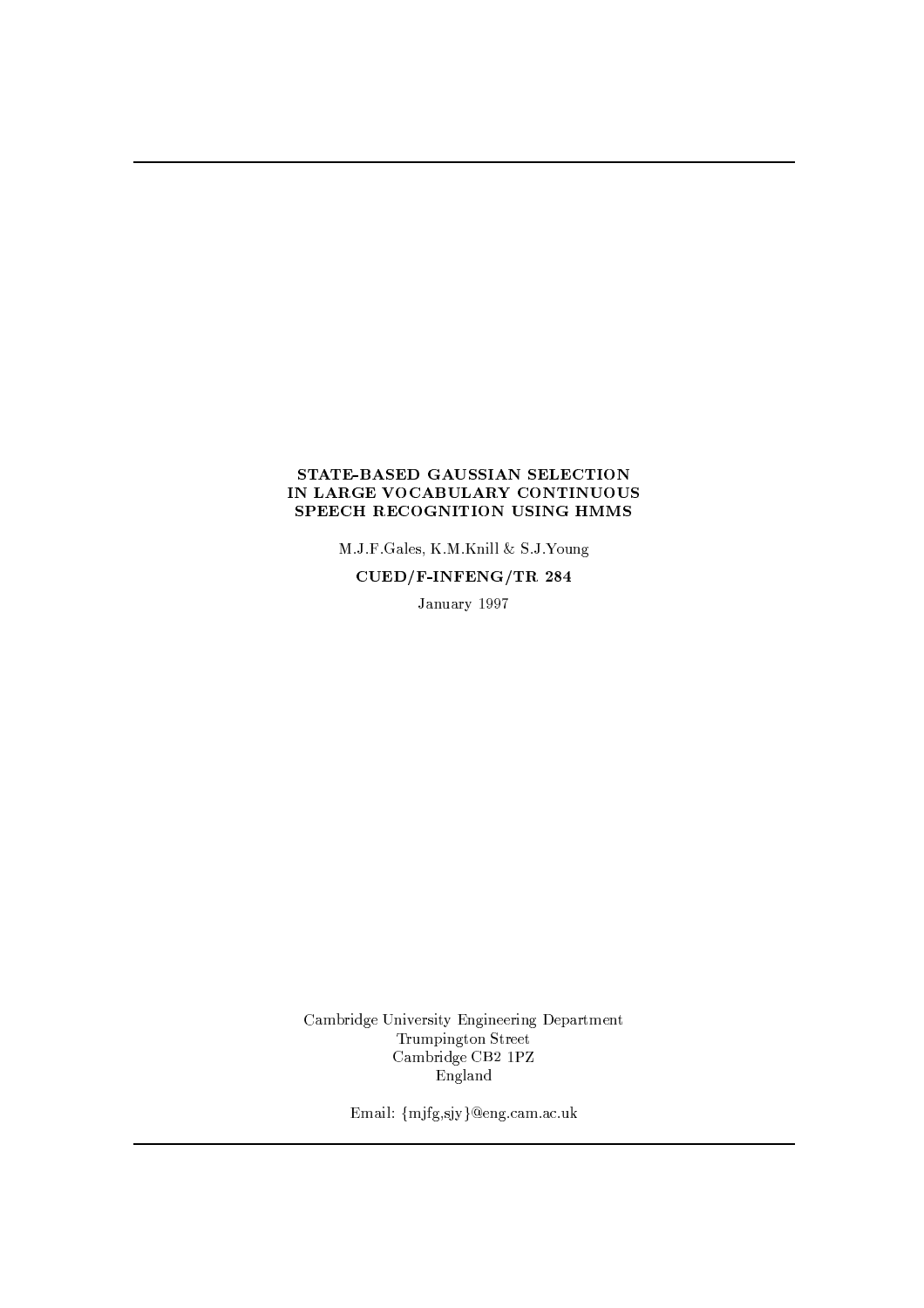# STATE-BASED GAUSSIAN SELECTION IN LARGE VOCABULARY CONTINUOUS SPEECH RECOGNITION USING HMMS

M.J.F.Gales, K.M.Knill & S.J.Young

**CUED/F-INFENG/TR 284**

January 1997

Cambridge University Engineering Department
Trumpington Street
Cambridge CB2 1PZ
England

Email: {mjfg,sjy}@eng.cam.ac.uk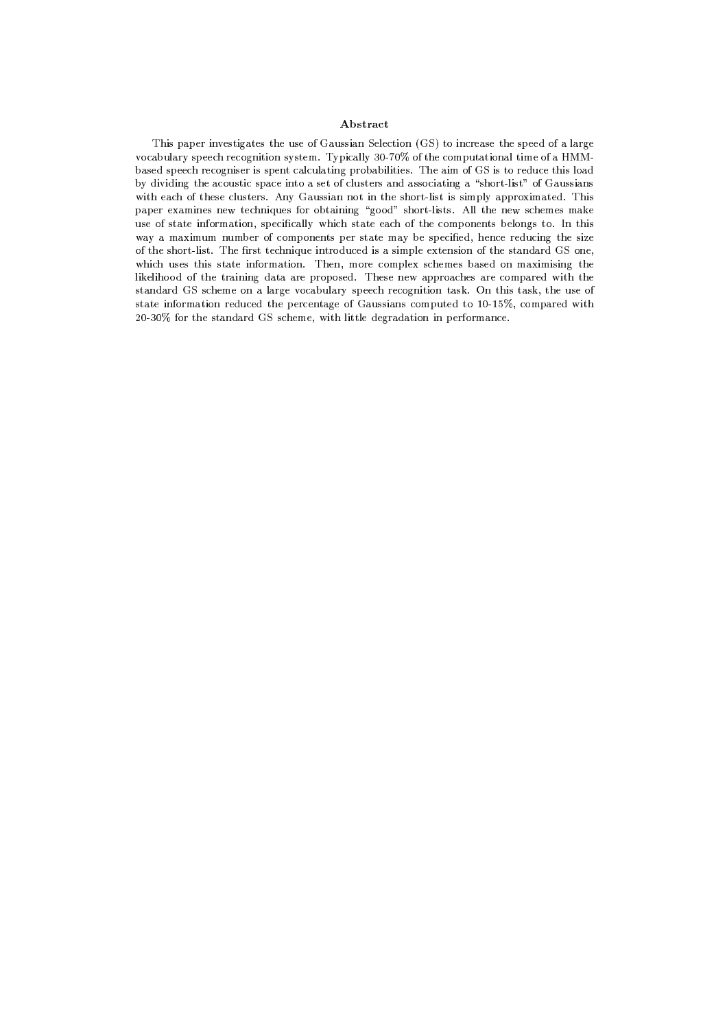## Abstract

This paper investigates the use of Gaussian Selection (GS) to increase the speed of a large vocabulary speech recognition system. Typically 30-70% of the computational time of a HMM-based speech recogniser is spent calculating probabilities. The aim of GS is to reduce this load by dividing the acoustic space into a set of clusters and associating a "short-list" of Gaussians with each of these clusters. Any Gaussian not in the short-list is simply approximated. This paper examines new techniques for obtaining "good" short-lists. All the new schemes make use of state information, specifically which state each of the components belongs to. In this way a maximum number of components per state may be specified, hence reducing the size of the short-list. The first technique introduced is a simple extension of the standard GS one, which uses this state information. Then, more complex schemes based on maximising the likelihood of the training data are proposed. These new approaches are compared with the standard GS scheme on a large vocabulary speech recognition task. On this task, the use of state information reduced the percentage of Gaussians computed to 10-15%, compared with 20-30% for the standard GS scheme, with little degradation in performance.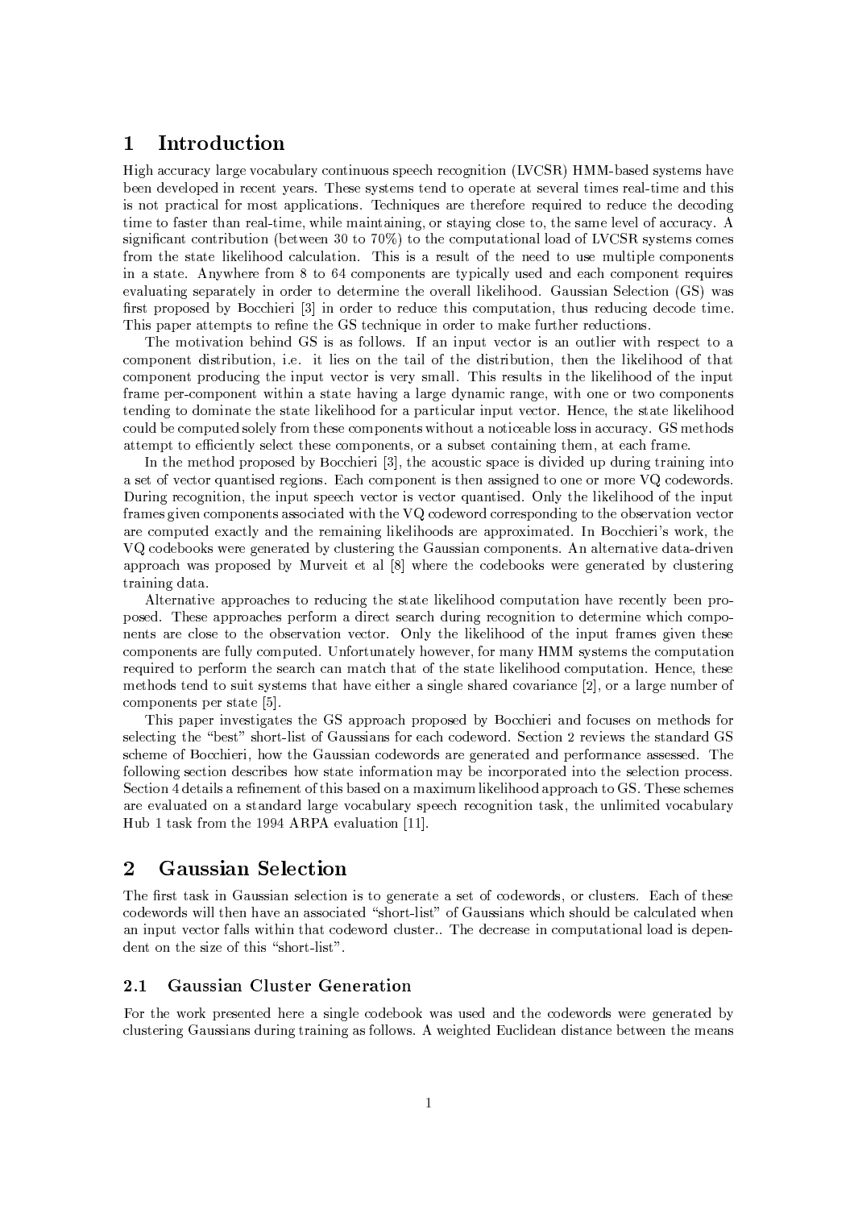# 1 Introduction

High accuracy large vocabulary continuous speech recognition (LVCSR) HMM-based systems have been developed in recent years. These systems tend to operate at several times real-time and this is not practical for most applications. Techniques are therefore required to reduce the decoding time to faster than real-time, while maintaining, or staying close to, the same level of accuracy. A significant contribution (between 30 to 70%) to the computational load of LVCSR systems comes from the state likelihood calculation. This is a result of the need to use multiple components in a state. Anywhere from 8 to 64 components are typically used and each component requires evaluating separately in order to determine the overall likelihood. Gaussian Selection (GS) was first proposed by Bocchieri [3] in order to reduce this computation, thus reducing decode time. This paper attempts to refine the GS technique in order to make further reductions.

The motivation behind GS is as follows. If an input vector is an outlier with respect to a component distribution, i.e. it lies on the tail of the distribution, then the likelihood of that component producing the input vector is very small. This results in the likelihood of the input frame per-component within a state having a large dynamic range, with one or two components tending to dominate the state likelihood for a particular input vector. Hence, the state likelihood could be computed solely from these components without a noticeable loss in accuracy. GS methods attempt to efficiently select these components, or a subset containing them, at each frame.

In the method proposed by Bocchieri [3], the acoustic space is divided up during training into a set of vector quantised regions. Each component is then assigned to one or more VQ codewords. During recognition, the input speech vector is vector quantised. Only the likelihood of the input frames given components associated with the VQ codeword corresponding to the observation vector are computed exactly and the remaining likelihoods are approximated. In Bocchieri's work, the VQ codebooks were generated by clustering the Gaussian components. An alternative data-driven approach was proposed by Murveit et al [8] where the codebooks were generated by clustering training data.

Alternative approaches to reducing the state likelihood computation have recently been proposed. These approaches perform a direct search during recognition to determine which components are close to the observation vector. Only the likelihood of the input frames given these components are fully computed. Unfortunately however, for many HMM systems the computation required to perform the search can match that of the state likelihood computation. Hence, these methods tend to suit systems that have either a single shared covariance [2], or a large number of components per state [5].

This paper investigates the GS approach proposed by Bocchieri and focuses on methods for selecting the "best" short-list of Gaussians for each codeword. Section 2 reviews the standard GS scheme of Bocchieri, how the Gaussian codewords are generated and performance assessed. The following section describes how state information may be incorporated into the selection process. Section 4 details a refinement of this based on a maximum likelihood approach to GS. These schemes are evaluated on a standard large vocabulary speech recognition task, the unlimited vocabulary Hub 1 task from the 1994 ARPA evaluation [11].

# 2 Gaussian Selection

The first task in Gaussian selection is to generate a set of codewords, or clusters. Each of these codewords will then have an associated "short-list" of Gaussians which should be calculated when an input vector falls within that codeword cluster.. The decrease in computational load is dependent on the size of this "short-list".

## 2.1 Gaussian Cluster Generation

For the work presented here a single codebook was used and the codewords were generated by clustering Gaussians during training as follows. A weighted Euclidean distance between the means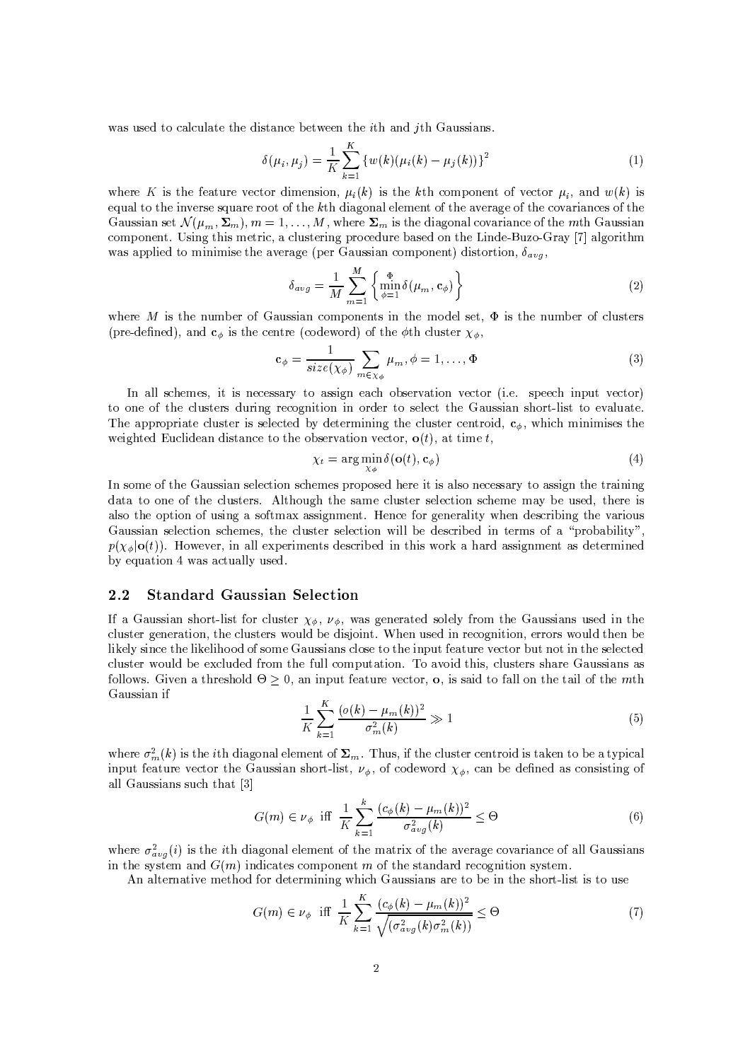was used to calculate the distance between the $i$th and $j$th Gaussians.

$$\delta(\mu_i, \mu_j) = \frac{1}{K}\sum_{k=1}^{K}\{w(k)(\mu_i(k) - \mu_j(k))\}^2 \tag{1}$$

where $K$ is the feature vector dimension, $\mu_i(k)$ is the $k$th component of vector $\mu_i$, and $w(k)$ is equal to the inverse square root of the $k$th diagonal element of the average of the covariances of the Gaussian set $\mathcal{N}(\mu_m, \mathbf{\Sigma}_m)$, $m = 1, \ldots, M$, where $\mathbf{\Sigma}_m$ is the diagonal covariance of the $m$th Gaussian component. Using this metric, a clustering procedure based on the Linde-Buzo-Gray [7] algorithm was applied to minimise the average (per Gaussian component) distortion, $\delta_{avg}$,

$$\delta_{avg} = \frac{1}{M}\sum_{m=1}^{M}\left\{\min_{\phi=1}^{\Phi}\delta(\mu_m, \mathbf{c}_\phi)\right\} \tag{2}$$

where $M$ is the number of Gaussian components in the model set, $\Phi$ is the number of clusters (pre-defined), and $\mathbf{c}_\phi$ is the centre (codeword) of the $\phi$th cluster $\chi_\phi$,

$$\mathbf{c}_\phi = \frac{1}{size(\chi_\phi)}\sum_{m\in\chi_\phi}\mu_m, \phi = 1, \ldots, \Phi \tag{3}$$

In all schemes, it is necessary to assign each observation vector (i.e. speech input vector) to one of the clusters during recognition in order to select the Gaussian short-list to evaluate. The appropriate cluster is selected by determining the cluster centroid, $\mathbf{c}_\phi$, which minimises the weighted Euclidean distance to the observation vector, $\mathbf{o}(t)$, at time $t$,

$$\chi_t = \arg\min_{\chi_\phi}\delta(\mathbf{o}(t), \mathbf{c}_\phi) \tag{4}$$

In some of the Gaussian selection schemes proposed here it is also necessary to assign the training data to one of the clusters. Although the same cluster selection scheme may be used, there is also the option of using a softmax assignment. Hence for generality when describing the various Gaussian selection schemes, the cluster selection will be described in terms of a "probability", $p(\chi_\phi|\mathbf{o}(t))$. However, in all experiments described in this work a hard assignment as determined by equation 4 was actually used.

## 2.2 Standard Gaussian Selection

If a Gaussian short-list for cluster $\chi_\phi$, $\nu_\phi$, was generated solely from the Gaussians used in the cluster generation, the clusters would be disjoint. When used in recognition, errors would then be likely since the likelihood of some Gaussians close to the input feature vector but not in the selected cluster would be excluded from the full computation. To avoid this, clusters share Gaussians as follows. Given a threshold $\Theta \geq 0$, an input feature vector, $\mathbf{o}$, is said to fall on the tail of the $m$th Gaussian if

$$\frac{1}{K}\sum_{k=1}^{K}\frac{(o(k) - \mu_m(k))^2}{\sigma_m^2(k)} \gg 1 \tag{5}$$

where $\sigma_m^2(k)$ is the $i$th diagonal element of $\mathbf{\Sigma}_m$. Thus, if the cluster centroid is taken to be a typical input feature vector the Gaussian short-list, $\nu_\phi$, of codeword $\chi_\phi$, can be defined as consisting of all Gaussians such that [3]

$$G(m) \in \nu_\phi \;\text{ iff }\; \frac{1}{K}\sum_{k=1}^{k}\frac{(c_\phi(k) - \mu_m(k))^2}{\sigma_{avg}^2(k)} \leq \Theta \tag{6}$$

where $\sigma_{avg}^2(i)$ is the $i$th diagonal element of the matrix of the average covariance of all Gaussians in the system and $G(m)$ indicates component $m$ of the standard recognition system.

An alternative method for determining which Gaussians are to be in the short-list is to use

$$G(m) \in \nu_\phi \;\text{ iff }\; \frac{1}{K}\sum_{k=1}^{K}\frac{(c_\phi(k) - \mu_m(k))^2}{\sqrt{(\sigma_{avg}^2(k)\sigma_m^2(k))}} \leq \Theta \tag{7}$$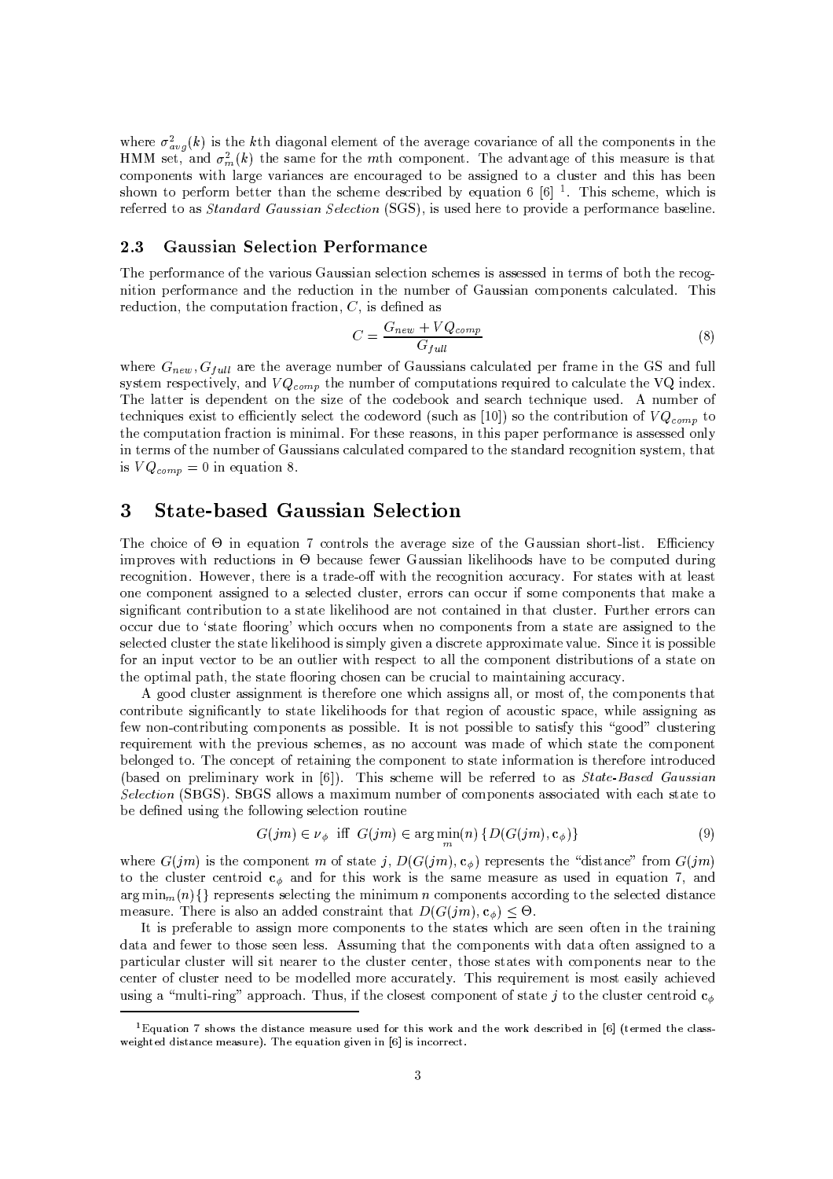where $\sigma^2_{avg}(k)$ is the $k$th diagonal element of the average covariance of all the components in the HMM set, and $\sigma^2_m(k)$ the same for the $m$th component. The advantage of this measure is that components with large variances are encouraged to be assigned to a cluster and this has been shown to perform better than the scheme described by equation 6 [6] [1]. This scheme, which is referred to as *Standard Gaussian Selection* (SGS), is used here to provide a performance baseline.

### 2.3 Gaussian Selection Performance

The performance of the various Gaussian selection schemes is assessed in terms of both the recognition performance and the reduction in the number of Gaussian components calculated. This reduction, the computation fraction, $C$, is defined as

$$C = \frac{G_{new} + VQ_{comp}}{G_{full}} \tag{8}$$

where $G_{new}, G_{full}$ are the average number of Gaussians calculated per frame in the GS and full system respectively, and $VQ_{comp}$ the number of computations required to calculate the VQ index. The latter is dependent on the size of the codebook and search technique used. A number of techniques exist to efficiently select the codeword (such as [10]) so the contribution of $VQ_{comp}$ to the computation fraction is minimal. For these reasons, in this paper performance is assessed only in terms of the number of Gaussians calculated compared to the standard recognition system, that is $VQ_{comp} = 0$ in equation 8.

## 3 State-based Gaussian Selection

The choice of $\Theta$ in equation 7 controls the average size of the Gaussian short-list. Efficiency improves with reductions in $\Theta$ because fewer Gaussian likelihoods have to be computed during recognition. However, there is a trade-off with the recognition accuracy. For states with at least one component assigned to a selected cluster, errors can occur if some components that make a significant contribution to a state likelihood are not contained in that cluster. Further errors can occur due to 'state flooring' which occurs when no components from a state are assigned to the selected cluster the state likelihood is simply given a discrete approximate value. Since it is possible for an input vector to be an outlier with respect to all the component distributions of a state on the optimal path, the state flooring chosen can be crucial to maintaining accuracy.

A good cluster assignment is therefore one which assigns all, or most of, the components that contribute significantly to state likelihoods for that region of acoustic space, while assigning as few non-contributing components as possible. It is not possible to satisfy this "good" clustering requirement with the previous schemes, as no account was made of which state the component belonged to. The concept of retaining the component to state information is therefore introduced (based on preliminary work in [6]). This scheme will be referred to as *State-Based Gaussian Selection* (SBGS). SBGS allows a maximum number of components associated with each state to be defined using the following selection routine

$$G(jm) \in \nu_\phi \;\text{ iff }\; G(jm) \in \arg\min_m(n)\left\{D(G(jm), \mathbf{c}_\phi)\right\} \tag{9}$$

where $G(jm)$ is the component $m$ of state $j$, $D(G(jm), \mathbf{c}_\phi)$ represents the "distance" from $G(jm)$ to the cluster centroid $\mathbf{c}_\phi$ and for this work is the same measure as used in equation 7, and $\arg\min_m(n)\{\}$ represents selecting the minimum $n$ components according to the selected distance measure. There is also an added constraint that $D(G(jm), \mathbf{c}_\phi) \leq \Theta$.

It is preferable to assign more components to the states which are seen often in the training data and fewer to those seen less. Assuming that the components with data often assigned to a particular cluster will sit nearer to the cluster center, those states with components near to the center of cluster need to be modelled more accurately. This requirement is most easily achieved using a "multi-ring" approach. Thus, if the closest component of state $j$ to the cluster centroid $\mathbf{c}_\phi$

[1] Equation 7 shows the distance measure used for this work and the work described in [6] (termed the class-weighted distance measure). The equation given in [6] is incorrect.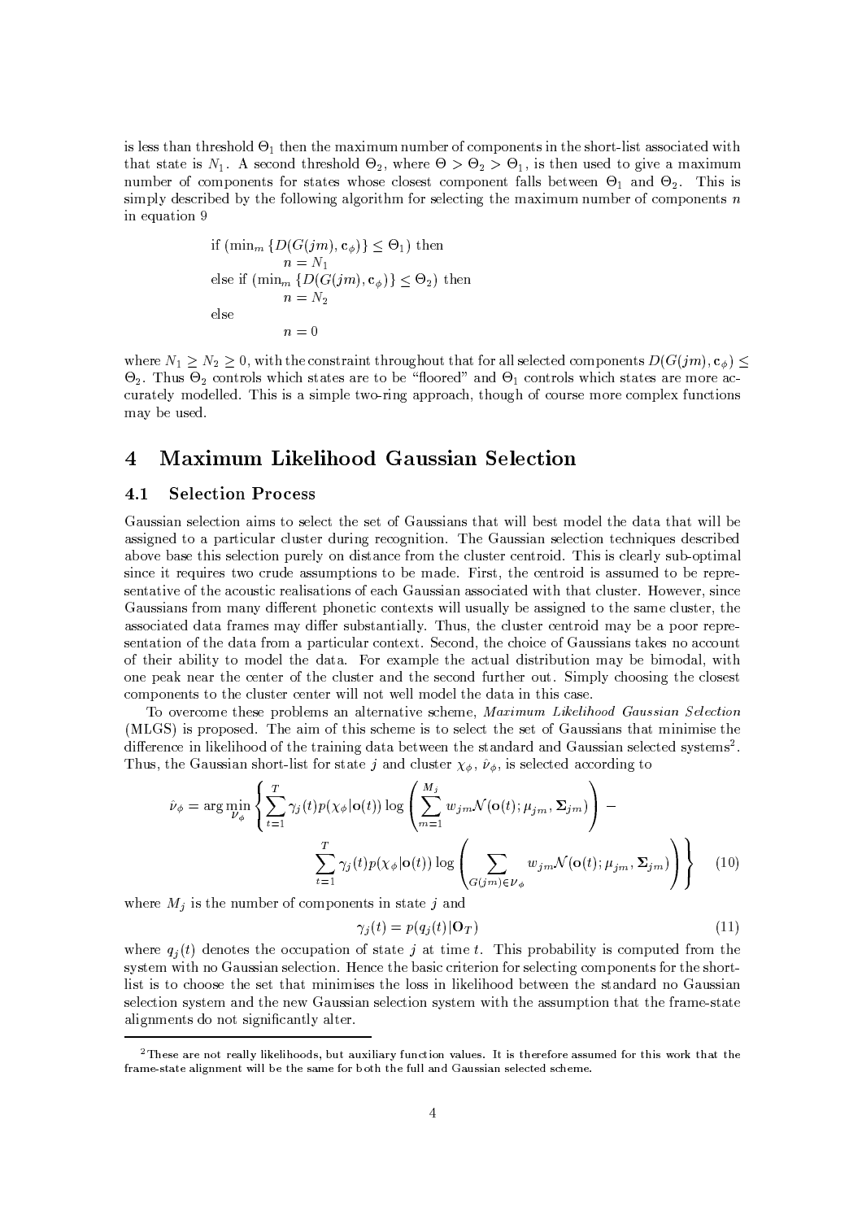is less than threshold $\Theta_1$ then the maximum number of components in the short-list associated with that state is $N_1$. A second threshold $\Theta_2$, where $\Theta > \Theta_2 > \Theta_1$, is then used to give a maximum number of components for states whose closest component falls between $\Theta_1$ and $\Theta_2$. This is simply described by the following algorithm for selecting the maximum number of components $n$ in equation 9

$$
\begin{aligned}
&\text{if } (\min_m \{D(G(jm), \mathbf{c}_\phi)\} \leq \Theta_1) \text{ then} \\
&\qquad n = N_1 \\
&\text{else if } (\min_m \{D(G(jm), \mathbf{c}_\phi)\} \leq \Theta_2) \text{ then} \\
&\qquad n = N_2 \\
&\text{else} \\
&\qquad n = 0
\end{aligned}
$$

where $N_1 \geq N_2 \geq 0$, with the constraint throughout that for all selected components $D(G(jm), \mathbf{c}_\phi) \leq \Theta_2$. Thus $\Theta_2$ controls which states are to be "floored" and $\Theta_1$ controls which states are more accurately modelled. This is a simple two-ring approach, though of course more complex functions may be used.

# 4 Maximum Likelihood Gaussian Selection

## 4.1 Selection Process

Gaussian selection aims to select the set of Gaussians that will best model the data that will be assigned to a particular cluster during recognition. The Gaussian selection techniques described above base this selection purely on distance from the cluster centroid. This is clearly sub-optimal since it requires two crude assumptions to be made. First, the centroid is assumed to be representative of the acoustic realisations of each Gaussian associated with that cluster. However, since Gaussians from many different phonetic contexts will usually be assigned to the same cluster, the associated data frames may differ substantially. Thus, the cluster centroid may be a poor representation of the data from a particular context. Second, the choice of Gaussians takes no account of their ability to model the data. For example the actual distribution may be bimodal, with one peak near the center of the cluster and the second further out. Simply choosing the closest components to the cluster center will not well model the data in this case.

To overcome these problems an alternative scheme, *Maximum Likelihood Gaussian Selection* (MLGS) is proposed. The aim of this scheme is to select the set of Gaussians that minimise the difference in likelihood of the training data between the standard and Gaussian selected systems[2]. Thus, the Gaussian short-list for state $j$ and cluster $\chi_\phi$, $\hat{\nu}_\phi$, is selected according to

$$
\hat{\nu}_\phi = \arg\min_{\nu_\phi} \left\{ \sum_{t=1}^{T} \gamma_j(t) p(\chi_\phi | \mathbf{o}(t)) \log \left( \sum_{m=1}^{M_j} w_{jm} \mathcal{N}(\mathbf{o}(t); \mu_{jm}, \mathbf{\Sigma}_{jm}) \right) - \sum_{t=1}^{T} \gamma_j(t) p(\chi_\phi | \mathbf{o}(t)) \log \left( \sum_{G(jm) \in \nu_\phi} w_{jm} \mathcal{N}(\mathbf{o}(t); \mu_{jm}, \mathbf{\Sigma}_{jm}) \right) \right\} \quad (10)
$$

where $M_j$ is the number of components in state $j$ and

$$
\gamma_j(t) = p(q_j(t) | \mathbf{O}_T) \quad (11)
$$

where $q_j(t)$ denotes the occupation of state $j$ at time $t$. This probability is computed from the system with no Gaussian selection. Hence the basic criterion for selecting components for the short-list is to choose the set that minimises the loss in likelihood between the standard no Gaussian selection system and the new Gaussian selection system with the assumption that the frame-state alignments do not significantly alter.

[2] These are not really likelihoods, but auxiliary function values. It is therefore assumed for this work that the frame-state alignment will be the same for both the full and Gaussian selected scheme.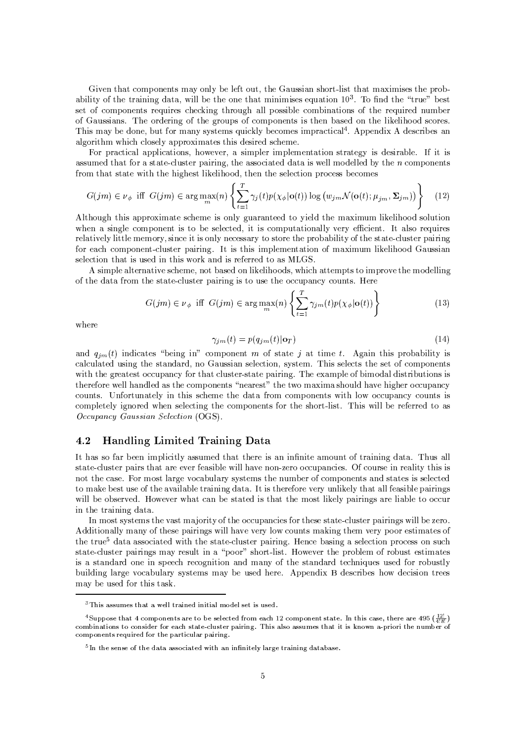Given that components may only be left out, the Gaussian short-list that maximises the probability of the training data, will be the one that minimises equation 10[3]. To find the "true" best set of components requires checking through all possible combinations of the required number of Gaussians. The ordering of the groups of components is then based on the likelihood scores. This may be done, but for many systems quickly becomes impractical[4]. Appendix A describes an algorithm which closely approximates this desired scheme.

For practical applications, however, a simpler implementation strategy is desirable. If it is assumed that for a state-cluster pairing, the associated data is well modelled by the $n$ components from that state with the highest likelihood, then the selection process becomes

$$G(jm) \in \nu_\phi \text{ iff } G(jm) \in \arg\max_m(n) \left\{ \sum_{t=1}^{T} \gamma_j(t) p(\chi_\phi | \mathbf{o}(t)) \log \left( w_{jm} \mathcal{N}(\mathbf{o}(t); \mu_{jm}, \mathbf{\Sigma}_{jm}) \right) \right\} \quad (12)$$

Although this approximate scheme is only guaranteed to yield the maximum likelihood solution when a single component is to be selected, it is computationally very efficient. It also requires relatively little memory, since it is only necessary to store the probability of the state-cluster pairing for each component-cluster pairing. It is this implementation of maximum likelihood Gaussian selection that is used in this work and is referred to as MLGS.

A simple alternative scheme, not based on likelihoods, which attempts to improve the modelling of the data from the state-cluster pairing is to use the occupancy counts. Here

$$G(jm) \in \nu_\phi \text{ iff } G(jm) \in \arg\max_m(n) \left\{ \sum_{t=1}^{T} \gamma_{jm}(t) p(\chi_\phi | \mathbf{o}(t)) \right\} \quad (13)$$

where

$$\gamma_{jm}(t) = p(q_{jm}(t) | \mathbf{o}_T) \quad (14)$$

and $q_{jm}(t)$ indicates "being in" component $m$ of state $j$ at time $t$. Again this probability is calculated using the standard, no Gaussian selection, system. This selects the set of components with the greatest occupancy for that cluster-state pairing. The example of bimodal distributions is therefore well handled as the components "nearest" the two maxima should have higher occupancy counts. Unfortunately in this scheme the data from components with low occupancy counts is completely ignored when selecting the components for the short-list. This will be referred to as *Occupancy Gaussian Selection* (OGS).

## 4.2 Handling Limited Training Data

It has so far been implicitly assumed that there is an infinite amount of training data. Thus all state-cluster pairs that are ever feasible will have non-zero occupancies. Of course in reality this is not the case. For most large vocabulary systems the number of components and states is selected to make best use of the available training data. It is therefore very unlikely that all feasible pairings will be observed. However what can be stated is that the most likely pairings are liable to occur in the training data.

In most systems the vast majority of the occupancies for these state-cluster pairings will be zero. Additionally many of these pairings will have very low counts making them very poor estimates of the true[5] data associated with the state-cluster pairing. Hence basing a selection process on such state-cluster pairings may result in a "poor" short-list. However the problem of robust estimates is a standard one in speech recognition and many of the standard techniques used for robustly building large vocabulary systems may be used here. Appendix B describes how decision trees may be used for this task.

---

[3] This assumes that a well trained initial model set is used.

[4] Suppose that 4 components are to be selected from each 12 component state. In this case, there are 495 ($\frac{12!}{4!8!}$) combinations to consider for each state-cluster pairing. This also assumes that it is known a-priori the number of components required for the particular pairing.

[5] In the sense of the data associated with an infinitely large training database.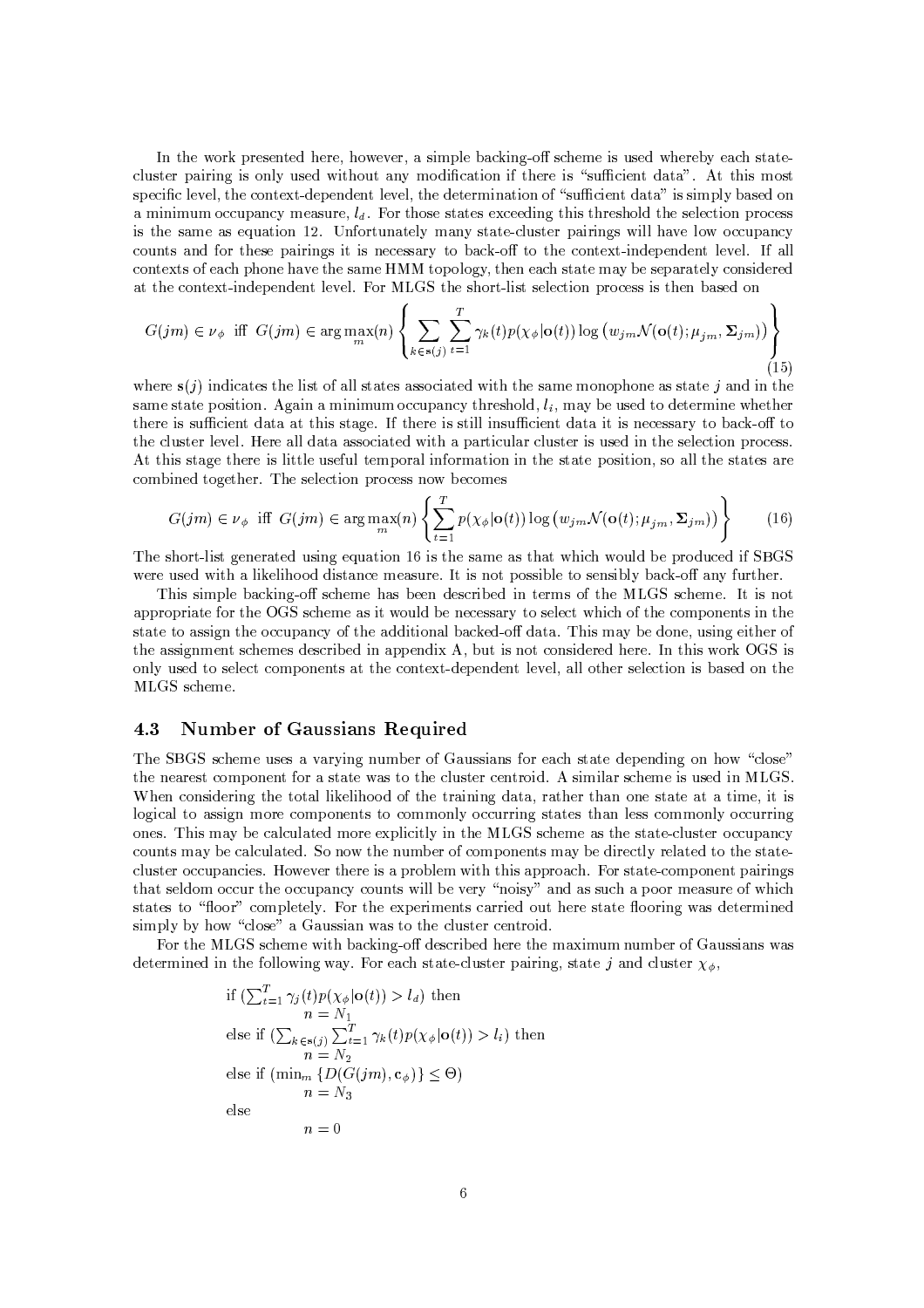In the work presented here, however, a simple backing-off scheme is used whereby each state-cluster pairing is only used without any modification if there is "sufficient data". At this most specific level, the context-dependent level, the determination of "sufficient data" is simply based on a minimum occupancy measure, $l_d$. For those states exceeding this threshold the selection process is the same as equation 12. Unfortunately many state-cluster pairings will have low occupancy counts and for these pairings it is necessary to back-off to the context-independent level. If all contexts of each phone have the same HMM topology, then each state may be separately considered at the context-independent level. For MLGS the short-list selection process is then based on

$$G(jm) \in \nu_\phi \;\text{ iff }\; G(jm) \in \arg\max_m(n) \left\{ \sum_{k \in \mathbf{s}(j)} \sum_{t=1}^{T} \gamma_k(t) p(\chi_\phi|\mathbf{o}(t)) \log\left(w_{jm}\mathcal{N}(\mathbf{o}(t); \mu_{jm}, \mathbf{\Sigma}_{jm})\right) \right\} \tag{15}$$

where $\mathbf{s}(j)$ indicates the list of all states associated with the same monophone as state $j$ and in the same state position. Again a minimum occupancy threshold, $l_i$, may be used to determine whether there is sufficient data at this stage. If there is still insufficient data it is necessary to back-off to the cluster level. Here all data associated with a particular cluster is used in the selection process. At this stage there is little useful temporal information in the state position, so all the states are combined together. The selection process now becomes

$$G(jm) \in \nu_\phi \;\text{ iff }\; G(jm) \in \arg\max_m(n) \left\{ \sum_{t=1}^{T} p(\chi_\phi|\mathbf{o}(t)) \log\left(w_{jm}\mathcal{N}(\mathbf{o}(t); \mu_{jm}, \mathbf{\Sigma}_{jm})\right) \right\} \tag{16}$$

The short-list generated using equation 16 is the same as that which would be produced if SBGS were used with a likelihood distance measure. It is not possible to sensibly back-off any further.

This simple backing-off scheme has been described in terms of the MLGS scheme. It is not appropriate for the OGS scheme as it would be necessary to select which of the components in the state to assign the occupancy of the additional backed-off data. This may be done, using either of the assignment schemes described in appendix A, but is not considered here. In this work OGS is only used to select components at the context-dependent level, all other selection is based on the MLGS scheme.

## 4.3 Number of Gaussians Required

The SBGS scheme uses a varying number of Gaussians for each state depending on how "close" the nearest component for a state was to the cluster centroid. A similar scheme is used in MLGS. When considering the total likelihood of the training data, rather than one state at a time, it is logical to assign more components to commonly occurring states than less commonly occurring ones. This may be calculated more explicitly in the MLGS scheme as the state-cluster occupancy counts may be calculated. So now the number of components may be directly related to the state-cluster occupancies. However there is a problem with this approach. For state-component pairings that seldom occur the occupancy counts will be very "noisy" and as such a poor measure of which states to "floor" completely. For the experiments carried out here state flooring was determined simply by how "close" a Gaussian was to the cluster centroid.

For the MLGS scheme with backing-off described here the maximum number of Gaussians was determined in the following way. For each state-cluster pairing, state $j$ and cluster $\chi_\phi$,

if $(\sum_{t=1}^{T} \gamma_j(t) p(\chi_\phi|\mathbf{o}(t)) > l_d)$ then
  $n = N_1$
else if $(\sum_{k \in \mathbf{s}(j)} \sum_{t=1}^{T} \gamma_k(t) p(\chi_\phi|\mathbf{o}(t)) > l_i)$ then
  $n = N_2$
else if $(\min_m \{D(G(jm), \mathbf{c}_\phi)\} \leq \Theta)$
  $n = N_3$
else
  $n = 0$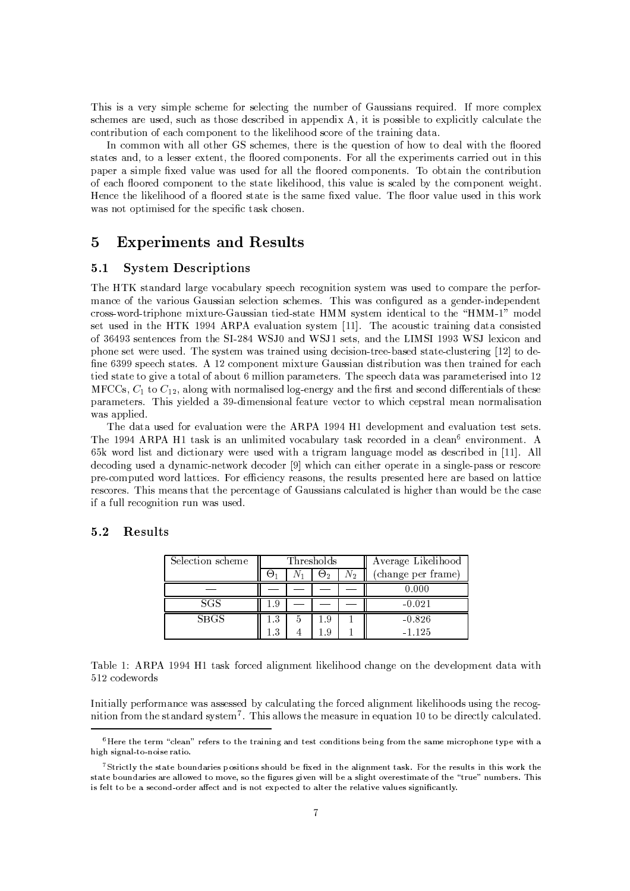This is a very simple scheme for selecting the number of Gaussians required. If more complex schemes are used, such as those described in appendix A, it is possible to explicitly calculate the contribution of each component to the likelihood score of the training data.

In common with all other GS schemes, there is the question of how to deal with the floored states and, to a lesser extent, the floored components. For all the experiments carried out in this paper a simple fixed value was used for all the floored components. To obtain the contribution of each floored component to the state likelihood, this value is scaled by the component weight. Hence the likelihood of a floored state is the same fixed value. The floor value used in this work was not optimised for the specific task chosen.

## 5 Experiments and Results

### 5.1 System Descriptions

The HTK standard large vocabulary speech recognition system was used to compare the performance of the various Gaussian selection schemes. This was configured as a gender-independent cross-word-triphone mixture-Gaussian tied-state HMM system identical to the "HMM-1" model set used in the HTK 1994 ARPA evaluation system [11]. The acoustic training data consisted of 36493 sentences from the SI-284 WSJ0 and WSJ1 sets, and the LIMSI 1993 WSJ lexicon and phone set were used. The system was trained using decision-tree-based state-clustering [12] to define 6399 speech states. A 12 component mixture Gaussian distribution was then trained for each tied state to give a total of about 6 million parameters. The speech data was parameterised into 12 MFCCs, $C_1$ to $C_{12}$, along with normalised log-energy and the first and second differentials of these parameters. This yielded a 39-dimensional feature vector to which cepstral mean normalisation was applied.

The data used for evaluation were the ARPA 1994 H1 development and evaluation test sets. The 1994 ARPA H1 task is an unlimited vocabulary task recorded in a clean[6] environment. A 65k word list and dictionary were used with a trigram language model as described in [11]. All decoding used a dynamic-network decoder [9] which can either operate in a single-pass or rescore pre-computed word lattices. For efficiency reasons, the results presented here are based on lattice rescores. This means that the percentage of Gaussians calculated is higher than would be the case if a full recognition run was used.

### 5.2 Results

| Selection scheme | Thresholds | | | | Average Likelihood |
|---|---|---|---|---|---|
| | $\Theta_1$ | $N_1$ | $\Theta_2$ | $N_2$ | (change per frame) |
| — | — | — | — | — | 0.000 |
| SGS | 1.9 | — | — | — | -0.021 |
| SBGS | 1.3 | 5 | 1.9 | 1 | -0.826 |
| | 1.3 | 4 | 1.9 | 1 | -1.125 |

Table 1: ARPA 1994 H1 task forced alignment likelihood change on the development data with 512 codewords

Initially performance was assessed by calculating the forced alignment likelihoods using the recognition from the standard system[7]. This allows the measure in equation 10 to be directly calculated.

[6] Here the term "clean" refers to the training and test conditions being from the same microphone type with a high signal-to-noise ratio.

[7] Strictly the state boundaries positions should be fixed in the alignment task. For the results in this work the state boundaries are allowed to move, so the figures given will be a slight overestimate of the "true" numbers. This is felt to be a second-order affect and is not expected to alter the relative values significantly.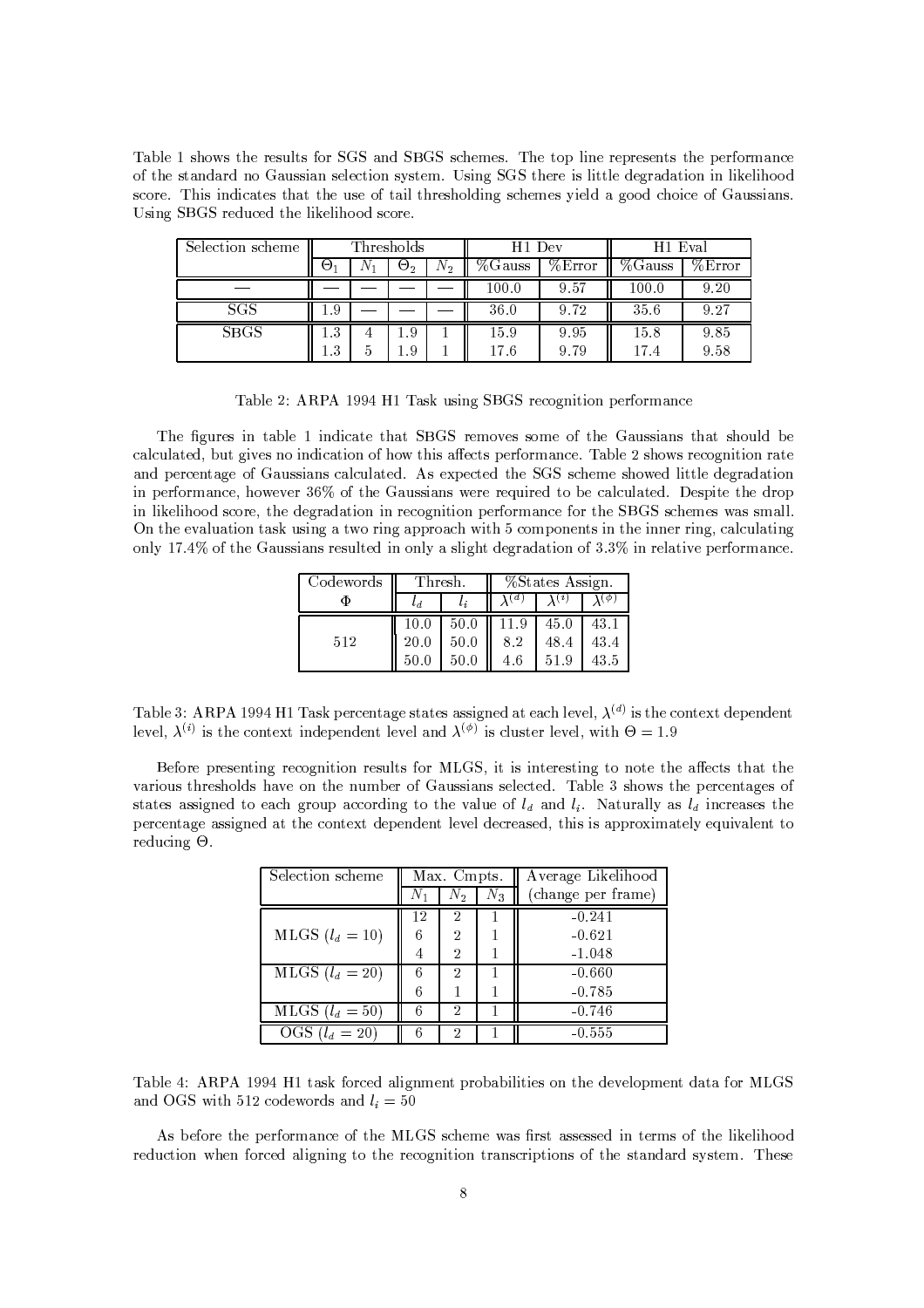Table 1 shows the results for SGS and SBGS schemes. The top line represents the performance of the standard no Gaussian selection system. Using SGS there is little degradation in likelihood score. This indicates that the use of tail thresholding schemes yield a good choice of Gaussians. Using SBGS reduced the likelihood score.

| Selection scheme | Thresholds | | | | H1 Dev | | H1 Eval | |
|---|---|---|---|---|---|---|---|---|
| | $\Theta_1$ | $N_1$ | $\Theta_2$ | $N_2$ | %Gauss | %Error | %Gauss | %Error |
| — | — | — | — | — | 100.0 | 9.57 | 100.0 | 9.20 |
| SGS | 1.9 | — | — | — | 36.0 | 9.72 | 35.6 | 9.27 |
| SBGS | 1.3 | 4 | 1.9 | 1 | 15.9 | 9.95 | 15.8 | 9.85 |
| | 1.3 | 5 | 1.9 | 1 | 17.6 | 9.79 | 17.4 | 9.58 |

Table 2: ARPA 1994 H1 Task using SBGS recognition performance

The figures in table 1 indicate that SBGS removes some of the Gaussians that should be calculated, but gives no indication of how this affects performance. Table 2 shows recognition rate and percentage of Gaussians calculated. As expected the SGS scheme showed little degradation in performance, however 36% of the Gaussians were required to be calculated. Despite the drop in likelihood score, the degradation in recognition performance for the SBGS schemes was small. On the evaluation task using a two ring approach with 5 components in the inner ring, calculating only 17.4% of the Gaussians resulted in only a slight degradation of 3.3% in relative performance.

| Codewords | Thresh. | | %States Assign. | | |
|---|---|---|---|---|---|
| $\Phi$ | $l_d$ | $l_i$ | $\lambda^{(d)}$ | $\lambda^{(i)}$ | $\lambda^{(\phi)}$ |
| 512 | 10.0 | 50.0 | 11.9 | 45.0 | 43.1 |
| | 20.0 | 50.0 | 8.2 | 48.4 | 43.4 |
| | 50.0 | 50.0 | 4.6 | 51.9 | 43.5 |

Table 3: ARPA 1994 H1 Task percentage states assigned at each level, $\lambda^{(d)}$ is the context dependent level, $\lambda^{(i)}$ is the context independent level and $\lambda^{(\phi)}$ is cluster level, with $\Theta = 1.9$

Before presenting recognition results for MLGS, it is interesting to note the affects that the various thresholds have on the number of Gaussians selected. Table 3 shows the percentages of states assigned to each group according to the value of $l_d$ and $l_i$. Naturally as $l_d$ increases the percentage assigned at the context dependent level decreased, this is approximately equivalent to reducing $\Theta$.

| Selection scheme | Max. Cmpts. | | | Average Likelihood |
|---|---|---|---|---|
| | $N_1$ | $N_2$ | $N_3$ | (change per frame) |
| MLGS ($l_d = 10$) | 12 | 2 | 1 | -0.241 |
| | 6 | 2 | 1 | -0.621 |
| | 4 | 2 | 1 | -1.048 |
| MLGS ($l_d = 20$) | 6 | 2 | 1 | -0.660 |
| | 6 | 1 | 1 | -0.785 |
| MLGS ($l_d = 50$) | 6 | 2 | 1 | -0.746 |
| OGS ($l_d = 20$) | 6 | 2 | 1 | -0.555 |

Table 4: ARPA 1994 H1 task forced alignment probabilities on the development data for MLGS and OGS with 512 codewords and $l_i = 50$

As before the performance of the MLGS scheme was first assessed in terms of the likelihood reduction when forced aligning to the recognition transcriptions of the standard system. These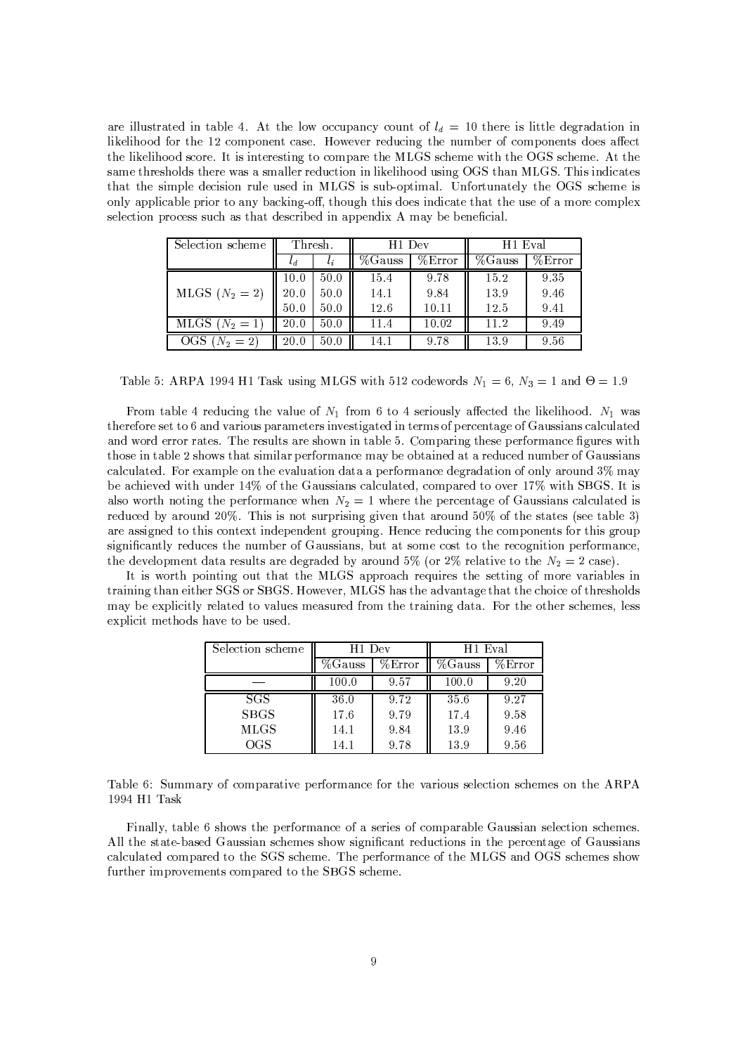are illustrated in table 4. At the low occupancy count of $l_d = 10$ there is little degradation in likelihood for the 12 component case. However reducing the number of components does affect the likelihood score. It is interesting to compare the MLGS scheme with the OGS scheme. At the same thresholds there was a smaller reduction in likelihood using OGS than MLGS. This indicates that the simple decision rule used in MLGS is sub-optimal. Unfortunately the OGS scheme is only applicable prior to any backing-off, though this does indicate that the use of a more complex selection process such as that described in appendix A may be beneficial.

| Selection scheme | Thresh. | | H1 Dev | | H1 Eval | |
|---|---|---|---|---|---|---|
| | $l_d$ | $l_i$ | %Gauss | %Error | %Gauss | %Error |
| MLGS ($N_2 = 2$) | 10.0 | 50.0 | 15.4 | 9.78 | 15.2 | 9.35 |
| | 20.0 | 50.0 | 14.1 | 9.84 | 13.9 | 9.46 |
| | 50.0 | 50.0 | 12.6 | 10.11 | 12.5 | 9.41 |
| MLGS ($N_2 = 1$) | 20.0 | 50.0 | 11.4 | 10.02 | 11.2 | 9.49 |
| OGS ($N_2 = 2$) | 20.0 | 50.0 | 14.1 | 9.78 | 13.9 | 9.56 |

Table 5: ARPA 1994 H1 Task using MLGS with 512 codewords $N_1 = 6$, $N_3 = 1$ and $\Theta = 1.9$

From table 4 reducing the value of $N_1$ from 6 to 4 seriously affected the likelihood. $N_1$ was therefore set to 6 and various parameters investigated in terms of percentage of Gaussians calculated and word error rates. The results are shown in table 5. Comparing these performance figures with those in table 2 shows that similar performance may be obtained at a reduced number of Gaussians calculated. For example on the evaluation data a performance degradation of only around 3% may be achieved with under 14% of the Gaussians calculated, compared to over 17% with SBGS. It is also worth noting the performance when $N_2 = 1$ where the percentage of Gaussians calculated is reduced by around 20%. This is not surprising given that around 50% of the states (see table 3) are assigned to this context independent grouping. Hence reducing the components for this group significantly reduces the number of Gaussians, but at some cost to the recognition performance, the development data results are degraded by around 5% (or 2% relative to the $N_2 = 2$ case).

It is worth pointing out that the MLGS approach requires the setting of more variables in training than either SGS or SBGS. However, MLGS has the advantage that the choice of thresholds may be explicitly related to values measured from the training data. For the other schemes, less explicit methods have to be used.

| Selection scheme | H1 Dev | | H1 Eval | |
|---|---|---|---|---|
| | %Gauss | %Error | %Gauss | %Error |
| — | 100.0 | 9.57 | 100.0 | 9.20 |
| SGS | 36.0 | 9.72 | 35.6 | 9.27 |
| SBGS | 17.6 | 9.79 | 17.4 | 9.58 |
| MLGS | 14.1 | 9.84 | 13.9 | 9.46 |
| OGS | 14.1 | 9.78 | 13.9 | 9.56 |

Table 6: Summary of comparative performance for the various selection schemes on the ARPA 1994 H1 Task

Finally, table 6 shows the performance of a series of comparable Gaussian selection schemes. All the state-based Gaussian schemes show significant reductions in the percentage of Gaussians calculated compared to the SGS scheme. The performance of the MLGS and OGS schemes show further improvements compared to the SBGS scheme.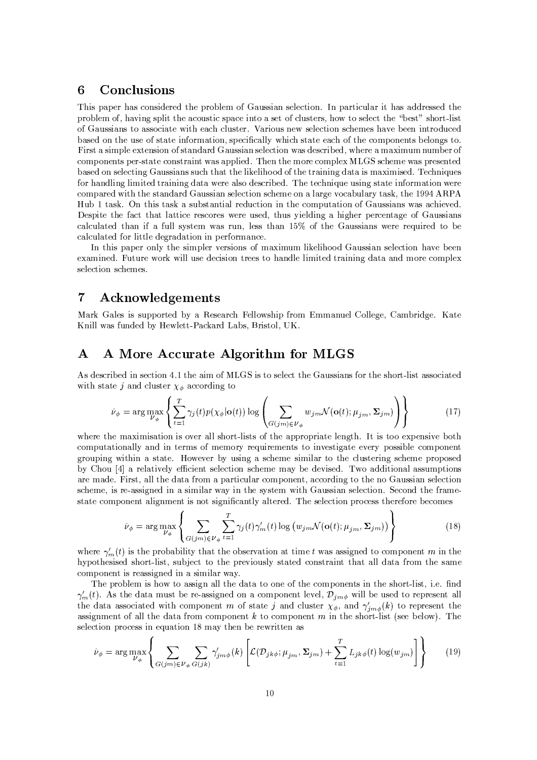## 6 Conclusions

This paper has considered the problem of Gaussian selection. In particular it has addressed the problem of, having split the acoustic space into a set of clusters, how to select the "best" short-list of Gaussians to associate with each cluster. Various new selection schemes have been introduced based on the use of state information, specifically which state each of the components belongs to. First a simple extension of standard Gaussian selection was described, where a maximum number of components per-state constraint was applied. Then the more complex MLGS scheme was presented based on selecting Gaussians such that the likelihood of the training data is maximised. Techniques for handling limited training data were also described. The technique using state information were compared with the standard Gaussian selection scheme on a large vocabulary task, the 1994 ARPA Hub 1 task. On this task a substantial reduction in the computation of Gaussians was achieved. Despite the fact that lattice rescores were used, thus yielding a higher percentage of Gaussians calculated than if a full system was run, less than 15% of the Gaussians were required to be calculated for little degradation in performance.

In this paper only the simpler versions of maximum likelihood Gaussian selection have been examined. Future work will use decision trees to handle limited training data and more complex selection schemes.

## 7 Acknowledgements

Mark Gales is supported by a Research Fellowship from Emmanuel College, Cambridge. Kate Knill was funded by Hewlett-Packard Labs, Bristol, UK.

## A A More Accurate Algorithm for MLGS

As described in section 4.1 the aim of MLGS is to select the Gaussians for the short-list associated with state $j$ and cluster $\chi_\phi$ according to

$$\hat{\nu}_\phi = \arg\max_{\nu_\phi} \left\{ \sum_{t=1}^{T} \gamma_j(t) p(\chi_\phi|\mathbf{o}(t)) \log \left( \sum_{G(jm)\in\nu_\phi} w_{jm} \mathcal{N}(\mathbf{o}(t); \mu_{jm}, \mathbf{\Sigma}_{jm}) \right) \right\} \tag{17}$$

where the maximisation is over all short-lists of the appropriate length. It is too expensive both computationally and in terms of memory requirements to investigate every possible component grouping within a state. However by using a scheme similar to the clustering scheme proposed by Chou [4] a relatively efficient selection scheme may be devised. Two additional assumptions are made. First, all the data from a particular component, according to the no Gaussian selection scheme, is re-assigned in a similar way in the system with Gaussian selection. Second the frame-state component alignment is not significantly altered. The selection process therefore becomes

$$\hat{\nu}_\phi = \arg\max_{\nu_\phi} \left\{ \sum_{G(jm)\in\nu_\phi} \sum_{t=1}^{T} \gamma_j(t) \gamma'_m(t) \log \left( w_{jm} \mathcal{N}(\mathbf{o}(t); \mu_{jm}, \mathbf{\Sigma}_{jm}) \right) \right\} \tag{18}$$

where $\gamma'_m(t)$ is the probability that the observation at time $t$ was assigned to component $m$ in the hypothesised short-list, subject to the previously stated constraint that all data from the same component is reassigned in a similar way.

The problem is how to assign all the data to one of the components in the short-list, i.e. find $\gamma'_m(t)$. As the data must be re-assigned on a component level, $\mathcal{D}_{jm\phi}$ will be used to represent all the data associated with component $m$ of state $j$ and cluster $\chi_\phi$, and $\gamma'_{jm\phi}(k)$ to represent the assignment of all the data from component $k$ to component $m$ in the short-list (see below). The selection process in equation 18 may then be rewritten as

$$\hat{\nu}_\phi = \arg\max_{\nu_\phi} \left\{ \sum_{G(jm)\in\nu_\phi} \sum_{G(jk)} \gamma'_{jm\phi}(k) \left[ \mathcal{L}(\mathcal{D}_{jk\phi}; \mu_{jm}, \mathbf{\Sigma}_{jm}) + \sum_{t=1}^{T} L_{jk\phi}(t) \log(w_{jm}) \right] \right\} \tag{19}$$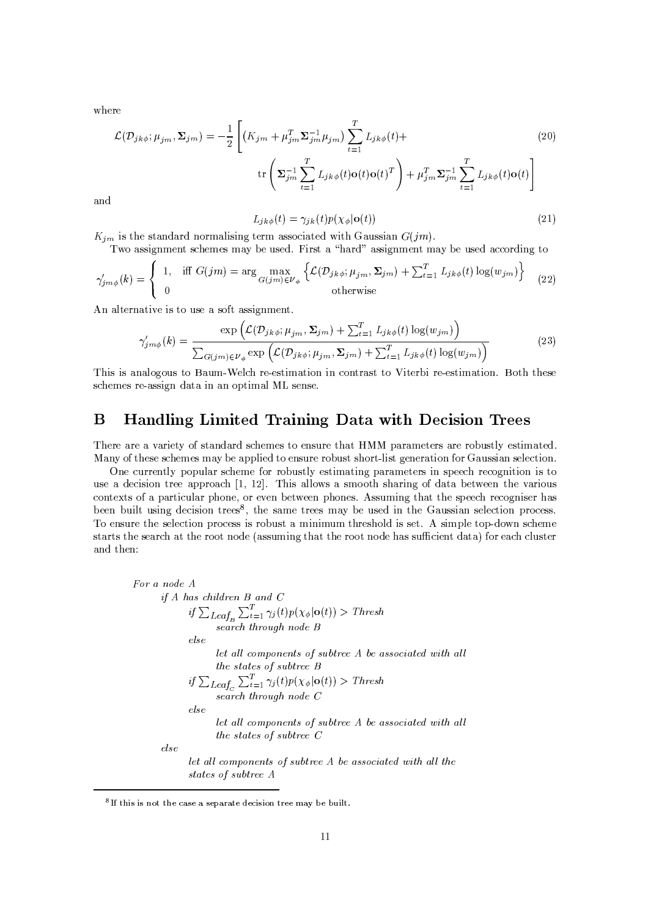where

$$\mathcal{L}(\mathcal{D}_{jk\phi};\mu_{jm},\boldsymbol{\Sigma}_{jm}) = -\frac{1}{2}\left[\left(K_{jm} + \mu_{jm}^T \boldsymbol{\Sigma}_{jm}^{-1}\mu_{jm}\right)\sum_{t=1}^{T} L_{jk\phi}(t) + \right. \\ \left. \mathrm{tr}\left(\boldsymbol{\Sigma}_{jm}^{-1}\sum_{t=1}^{T} L_{jk\phi}(t)\mathbf{o}(t)\mathbf{o}(t)^T\right) + \mu_{jm}^T\boldsymbol{\Sigma}_{jm}^{-1}\sum_{t=1}^{T} L_{jk\phi}(t)\mathbf{o}(t)\right] \tag{20}$$

and

$$L_{jk\phi}(t) = \gamma_{jk}(t)p(\chi_\phi|\mathbf{o}(t)) \tag{21}$$

$K_{jm}$ is the standard normalising term associated with Gaussian $G(jm)$.

Two assignment schemes may be used. First a "hard" assignment may be used according to

$$\gamma'_{jm\phi}(k) = \begin{cases} 1, & \text{iff } G(jm) = \arg\max_{G(jm)\in\mathcal{V}_\phi}\left\{\mathcal{L}(\mathcal{D}_{jk\phi};\mu_{jm},\boldsymbol{\Sigma}_{jm}) + \sum_{t=1}^{T} L_{jk\phi}(t)\log(w_{jm})\right\} \\ 0 & \text{otherwise} \end{cases} \tag{22}$$

An alternative is to use a soft assignment.

$$\gamma'_{jm\phi}(k) = \frac{\exp\left(\mathcal{L}(\mathcal{D}_{jk\phi};\mu_{jm},\boldsymbol{\Sigma}_{jm}) + \sum_{t=1}^{T} L_{jk\phi}(t)\log(w_{jm})\right)}{\sum_{G(jm)\in\mathcal{V}_\phi}\exp\left(\mathcal{L}(\mathcal{D}_{jk\phi};\mu_{jm},\boldsymbol{\Sigma}_{jm}) + \sum_{t=1}^{T} L_{jk\phi}(t)\log(w_{jm})\right)} \tag{23}$$

This is analogous to Baum-Welch re-estimation in contrast to Viterbi re-estimation. Both these schemes re-assign data in an optimal ML sense.

# B Handling Limited Training Data with Decision Trees

There are a variety of standard schemes to ensure that HMM parameters are robustly estimated. Many of these schemes may be applied to ensure robust short-list generation for Gaussian selection.

One currently popular scheme for robustly estimating parameters in speech recognition is to use a decision tree approach [1, 12]. This allows a smooth sharing of data between the various contexts of a particular phone, or even between phones. Assuming that the speech recogniser has been built using decision trees[8], the same trees may be used in the Gaussian selection process. To ensure the selection process is robust a minimum threshold is set. A simple top-down scheme starts the search at the root node (assuming that the root node has sufficient data) for each cluster and then:

*For a node A*
- *if A has children B and C*
  - *if* $\sum_{Leaf_B}\sum_{t=1}^{T}\gamma_j(t)p(\chi_\phi|\mathbf{o}(t)) > Thresh$
    - *search through node B*
  - *else*
    - *let all components of subtree A be associated with all the states of subtree B*
  - *if* $\sum_{Leaf_C}\sum_{t=1}^{T}\gamma_j(t)p(\chi_\phi|\mathbf{o}(t)) > Thresh$
    - *search through node C*
  - *else*
    - *let all components of subtree A be associated with all the states of subtree C*
- *else*
  - *let all components of subtree A be associated with all the states of subtree A*

[8] If this is not the case a separate decision tree may be built.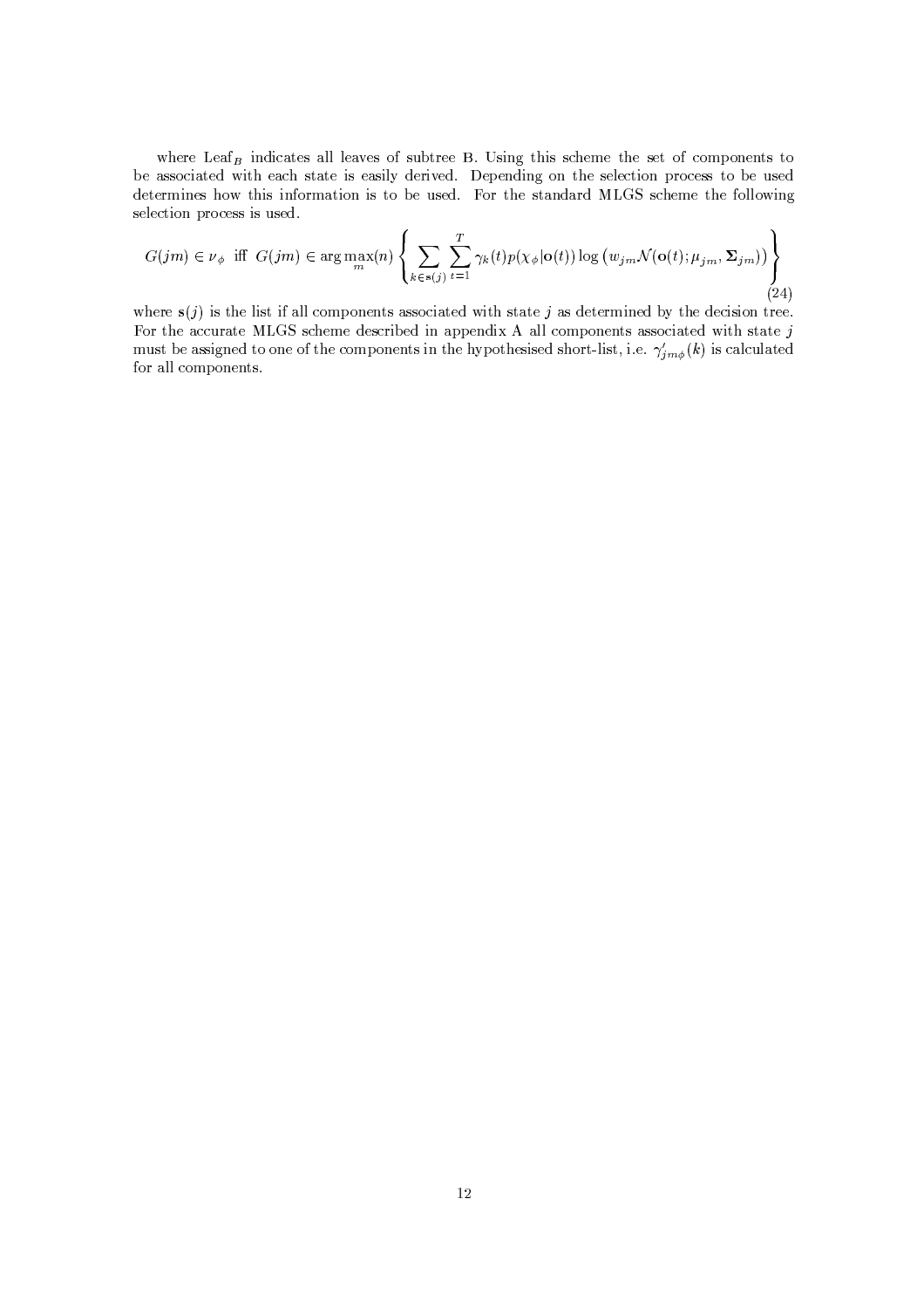where $\text{Leaf}_B$ indicates all leaves of subtree B. Using this scheme the set of components to be associated with each state is easily derived. Depending on the selection process to be used determines how this information is to be used. For the standard MLGS scheme the following selection process is used.

$$G(jm) \in \nu_\phi \;\text{ iff }\; G(jm) \in \arg\max_m(n) \left\{ \sum_{k \in \mathbf{s}(j)} \sum_{t=1}^{T} \gamma_k(t) p(\chi_\phi | \mathbf{o}(t)) \log \left( w_{jm} \mathcal{N}(\mathbf{o}(t); \mu_{jm}, \mathbf{\Sigma}_{jm}) \right) \right\} \tag{24}$$

where $\mathbf{s}(j)$ is the list if all components associated with state $j$ as determined by the decision tree. For the accurate MLGS scheme described in appendix A all components associated with state $j$ must be assigned to one of the components in the hypothesised short-list, i.e. $\gamma'_{jm\phi}(k)$ is calculated for all components.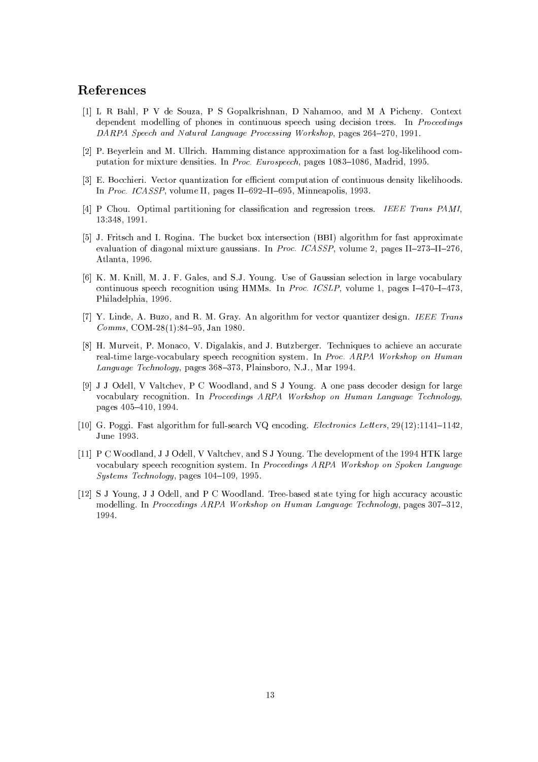# References

[1] L R Bahl, P V de Souza, P S Gopalkrishnan, D Nahamoo, and M A Picheny. Context dependent modelling of phones in continuous speech using decision trees. In *Proceedings DARPA Speech and Natural Language Processing Workshop*, pages 264–270, 1991.

[2] P. Beyerlein and M. Ullrich. Hamming distance approximation for a fast log-likelihood computation for mixture densities. In *Proc. Eurospeech*, pages 1083–1086, Madrid, 1995.

[3] E. Bocchieri. Vector quantization for efficient computation of continuous density likelihoods. In *Proc. ICASSP*, volume II, pages II–692–II–695, Minneapolis, 1993.

[4] P Chou. Optimal partitioning for classification and regression trees. *IEEE Trans PAMI*, 13:348, 1991.

[5] J. Fritsch and I. Rogina. The bucket box intersection (BBI) algorithm for fast approximate evaluation of diagonal mixture gaussians. In *Proc. ICASSP*, volume 2, pages II–273–II–276, Atlanta, 1996.

[6] K. M. Knill, M. J. F. Gales, and S.J. Young. Use of Gaussian selection in large vocabulary continuous speech recognition using HMMs. In *Proc. ICSLP*, volume 1, pages I–470–I–473, Philadelphia, 1996.

[7] Y. Linde, A. Buzo, and R. M. Gray. An algorithm for vector quantizer design. *IEEE Trans Comms*, COM-28(1):84–95, Jan 1980.

[8] H. Murveit, P. Monaco, V. Digalakis, and J. Butzberger. Techniques to achieve an accurate real-time large-vocabulary speech recognition system. In *Proc. ARPA Workshop on Human Language Technology*, pages 368–373, Plainsboro, N.J., Mar 1994.

[9] J J Odell, V Valtchev, P C Woodland, and S J Young. A one pass decoder design for large vocabulary recognition. In *Proceedings ARPA Workshop on Human Language Technology*, pages 405–410, 1994.

[10] G. Poggi. Fast algorithm for full-search VQ encoding. *Electronics Letters*, 29(12):1141–1142, June 1993.

[11] P C Woodland, J J Odell, V Valtchev, and S J Young. The development of the 1994 HTK large vocabulary speech recognition system. In *Proceedings ARPA Workshop on Spoken Language Systems Technology*, pages 104–109, 1995.

[12] S J Young, J J Odell, and P C Woodland. Tree-based state tying for high accuracy acoustic modelling. In *Proceedings ARPA Workshop on Human Language Technology*, pages 307–312, 1994.